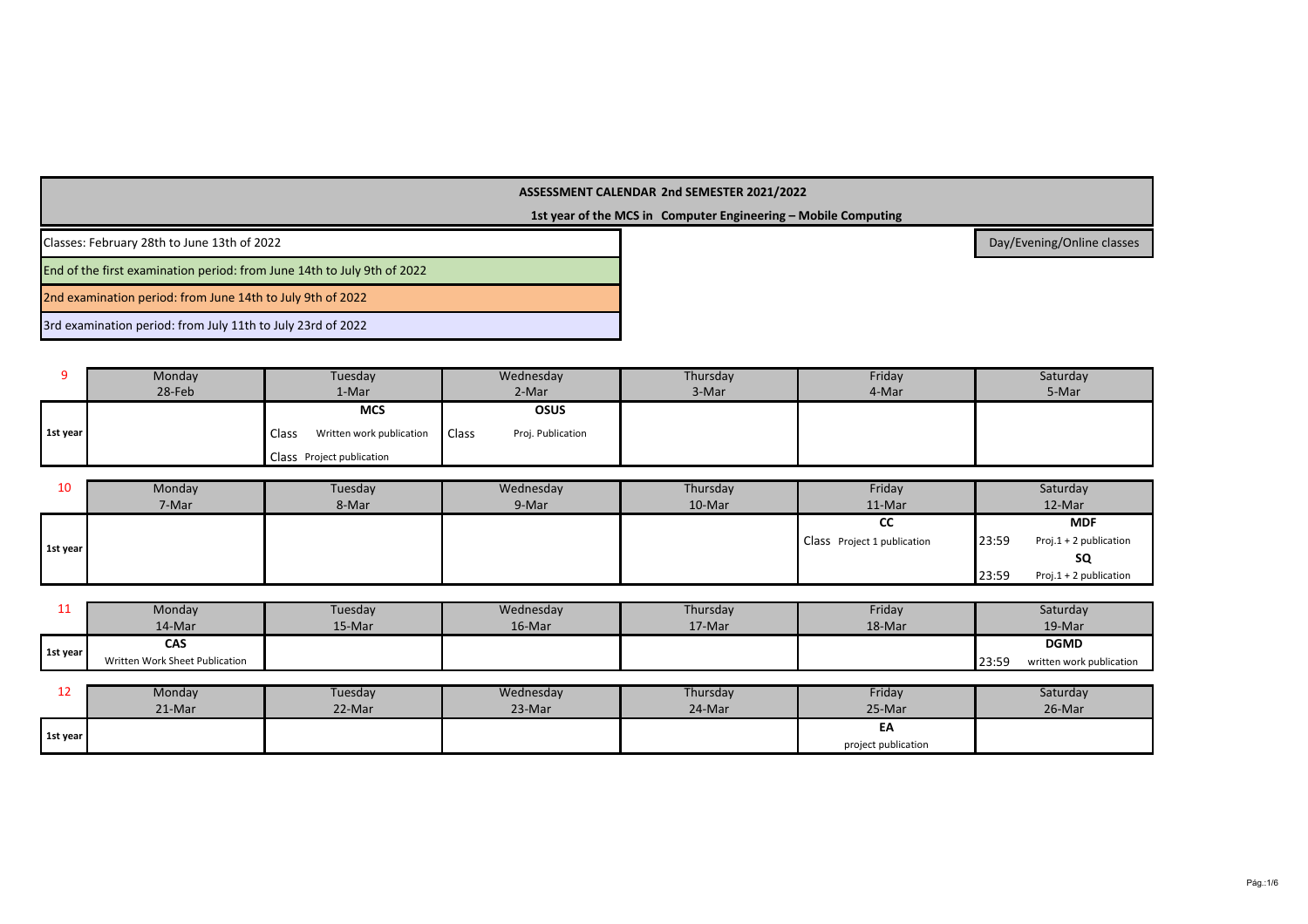**ASSESSMENT CALENDAR 2nd SEMESTER 2021/2022**

**1st year of the MCS in Computer Engineering – Mobile Computing**

Classes: February 28th to June 13th of 2022

Day/Evening/Online classes

End of the first examination period: from June 14th to July 9th of 2022

2nd examination period: from June 14th to July 9th of 2022

3rd examination period: from July 11th to July 23rd of 2022

| 9 | Monday 28-Feb | Tuesday 1-Mar | Wednesday 2-Mar | Thursday 3-Mar | Friday 4-Mar | Saturday 5-Mar |
|---|---|---|---|---|---|---|
| 1st year | | **MCS**<br>Class Written work publication<br>Class Project publication | **OSUS**<br>Class Proj. Publication | | | |

| 10 | Monday 7-Mar | Tuesday 8-Mar | Wednesday 9-Mar | Thursday 10-Mar | Friday 11-Mar | Saturday 12-Mar |
|---|---|---|---|---|---|---|
| 1st year | | | | | **CC**<br>Class Project 1 publication | **MDF**<br>23:59 Proj.1 + 2 publication<br>**SQ**<br>23:59 Proj.1 + 2 publication |

| 11 | Monday 14-Mar | Tuesday 15-Mar | Wednesday 16-Mar | Thursday 17-Mar | Friday 18-Mar | Saturday 19-Mar |
|---|---|---|---|---|---|---|
| 1st year | **CAS**<br>Written Work Sheet Publication | | | | | **DGMD**<br>23:59 written work publication |

| 12 | Monday 21-Mar | Tuesday 22-Mar | Wednesday 23-Mar | Thursday 24-Mar | Friday 25-Mar | Saturday 26-Mar |
|---|---|---|---|---|---|---|
| 1st year | | | | | **EA**<br>project publication | |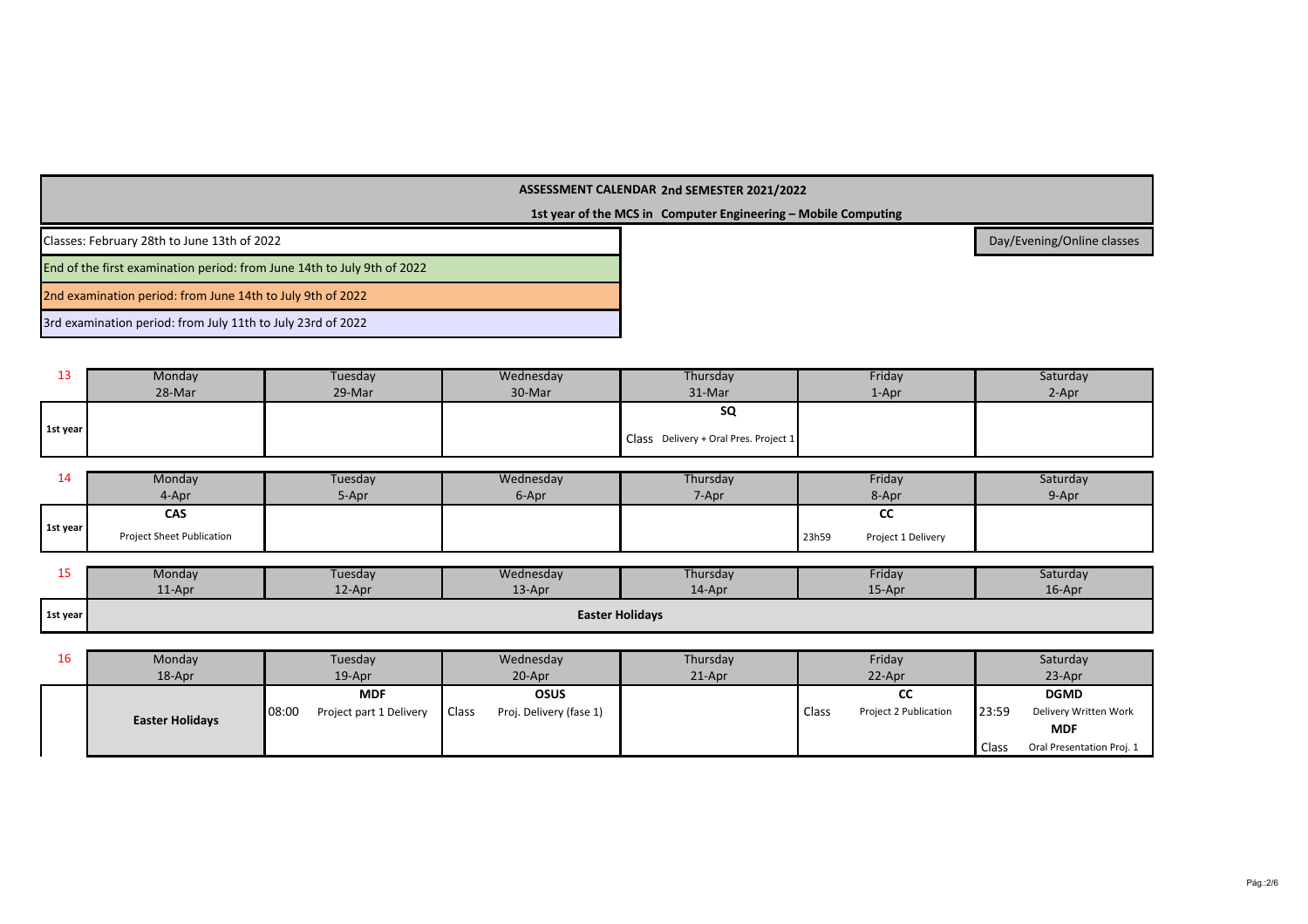**ASSESSMENT CALENDAR 2nd SEMESTER 2021/2022**

**1st year of the MCS in Computer Engineering – Mobile Computing**

Classes: February 28th to June 13th of 2022

End of the first examination period: from June 14th to July 9th of 2022

2nd examination period: from June 14th to July 9th of 2022

3rd examination period: from July 11th to July 23rd of 2022

Day/Evening/Online classes

| 13 | Monday 28-Mar | Tuesday 29-Mar | Wednesday 30-Mar | Thursday 31-Mar | Friday 1-Apr | Saturday 2-Apr |
|---|---|---|---|---|---|---|
| **1st year** | | | | **SQ** Class Delivery + Oral Pres. Project 1 | | |

| 14 | Monday 4-Apr | Tuesday 5-Apr | Wednesday 6-Apr | Thursday 7-Apr | Friday 8-Apr | Saturday 9-Apr |
|---|---|---|---|---|---|---|
| **1st year** | **CAS** Project Sheet Publication | | | | **CC** 23h59 Project 1 Delivery | |

| 15 | Monday 11-Apr | Tuesday 12-Apr | Wednesday 13-Apr | Thursday 14-Apr | Friday 15-Apr | Saturday 16-Apr |
|---|---|---|---|---|---|---|
| **1st year** | **Easter Holidays** | | | | | |

| 16 | Monday 18-Apr | Tuesday 19-Apr | Wednesday 20-Apr | Thursday 21-Apr | Friday 22-Apr | Saturday 23-Apr |
|---|---|---|---|---|---|---|
| | **Easter Holidays** | **MDF** 08:00 Project part 1 Delivery | **OSUS** Class Proj. Delivery (fase 1) | | **CC** Class Project 2 Publication | **DGMD** 23:59 Delivery Written Work; **MDF** Class Oral Presentation Proj. 1 |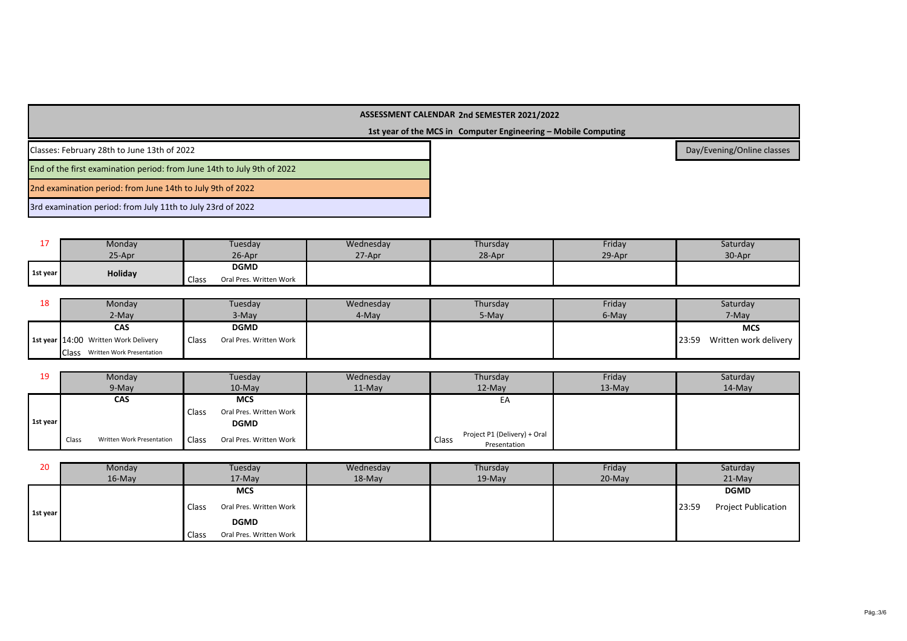**ASSESSMENT CALENDAR 2nd SEMESTER 2021/2022**

**1st year of the MCS in Computer Engineering – Mobile Computing**

Classes: February 28th to June 13th of 2022

End of the first examination period: from June 14th to July 9th of 2022

2nd examination period: from June 14th to July 9th of 2022

3rd examination period: from July 11th to July 23rd of 2022

Day/Evening/Online classes

| 17 | Monday 25-Apr | Tuesday 26-Apr | Wednesday 27-Apr | Thursday 28-Apr | Friday 29-Apr | Saturday 30-Apr |
|---|---|---|---|---|---|---|
| 1st year | **Holiday** | **DGMD** Class Oral Pres. Written Work | | | | |

| 18 | Monday 2-May | Tuesday 3-May | Wednesday 4-May | Thursday 5-May | Friday 6-May | Saturday 7-May |
|---|---|---|---|---|---|---|
| 1st year | **CAS** 14:00 Written Work Delivery; Class Written Work Presentation | **DGMD** Class Oral Pres. Written Work | | | | **MCS** 23:59 Written work delivery |

| 19 | Monday 9-May | Tuesday 10-May | Wednesday 11-May | Thursday 12-May | Friday 13-May | Saturday 14-May |
|---|---|---|---|---|---|---|
| 1st year | **CAS** Class Written Work Presentation | **MCS** Class Oral Pres. Written Work; **DGMD** Class Oral Pres. Written Work | | EA Class Project P1 (Delivery) + Oral Presentation | | |

| 20 | Monday 16-May | Tuesday 17-May | Wednesday 18-May | Thursday 19-May | Friday 20-May | Saturday 21-May |
|---|---|---|---|---|---|---|
| 1st year | | **MCS** Class Oral Pres. Written Work; **DGMD** Class Oral Pres. Written Work | | | | **DGMD** 23:59 Project Publication |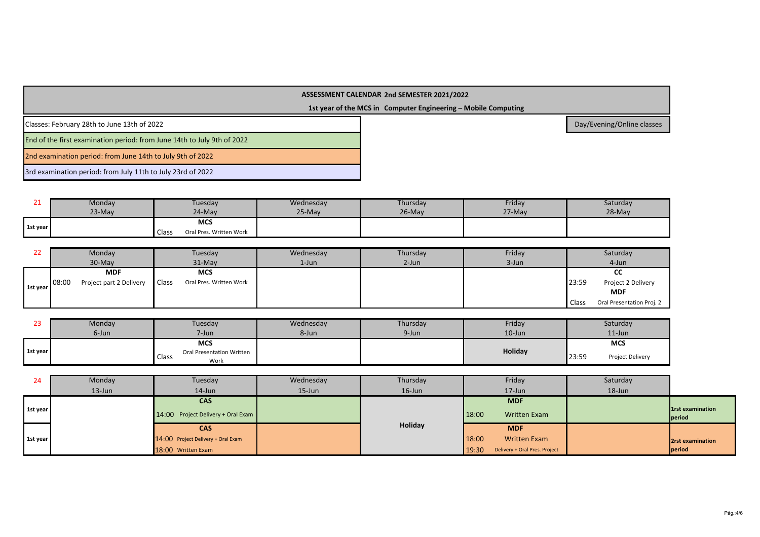**ASSESSMENT CALENDAR 2nd SEMESTER 2021/2022**

**1st year of the MCS in Computer Engineering – Mobile Computing**

Classes: February 28th to June 13th of 2022

End of the first examination period: from June 14th to July 9th of 2022

2nd examination period: from June 14th to July 9th of 2022

3rd examination period: from July 11th to July 23rd of 2022

Day/Evening/Online classes

| 21 | Monday 23-May | Tuesday 24-May | Wednesday 25-May | Thursday 26-May | Friday 27-May | Saturday 28-May |
|---|---|---|---|---|---|---|
| 1st year | | **MCS** Class Oral Pres. Written Work | | | | |

| 22 | Monday 30-May | Tuesday 31-May | Wednesday 1-Jun | Thursday 2-Jun | Friday 3-Jun | Saturday 4-Jun |
|---|---|---|---|---|---|---|
| 1st year | **MDF** 08:00 Project part 2 Delivery | **MCS** Class Oral Pres. Written Work | | | | **CC** 23:59 Project 2 Delivery **MDF** Class Oral Presentation Proj. 2 |

| 23 | Monday 6-Jun | Tuesday 7-Jun | Wednesday 8-Jun | Thursday 9-Jun | Friday 10-Jun | Saturday 11-Jun |
|---|---|---|---|---|---|---|
| 1st year | | **MCS** Class Oral Presentation Written Work | | | **Holiday** | **MCS** 23:59 Project Delivery |

| 24 | Monday 13-Jun | Tuesday 14-Jun | Wednesday 15-Jun | Thursday 16-Jun | Friday 17-Jun | Saturday 18-Jun | |
|---|---|---|---|---|---|---|---|
| 1st year | | **CAS** 14:00 Project Delivery + Oral Exam | | **Holiday** | **MDF** 18:00 Written Exam | | 1rst examination period |
| 1st year | | **CAS** 14:00 Project Delivery + Oral Exam 18:00 Written Exam | | **Holiday** | **MDF** 18:00 Written Exam 19:30 Delivery + Oral Pres. Project | | 2rst examination period |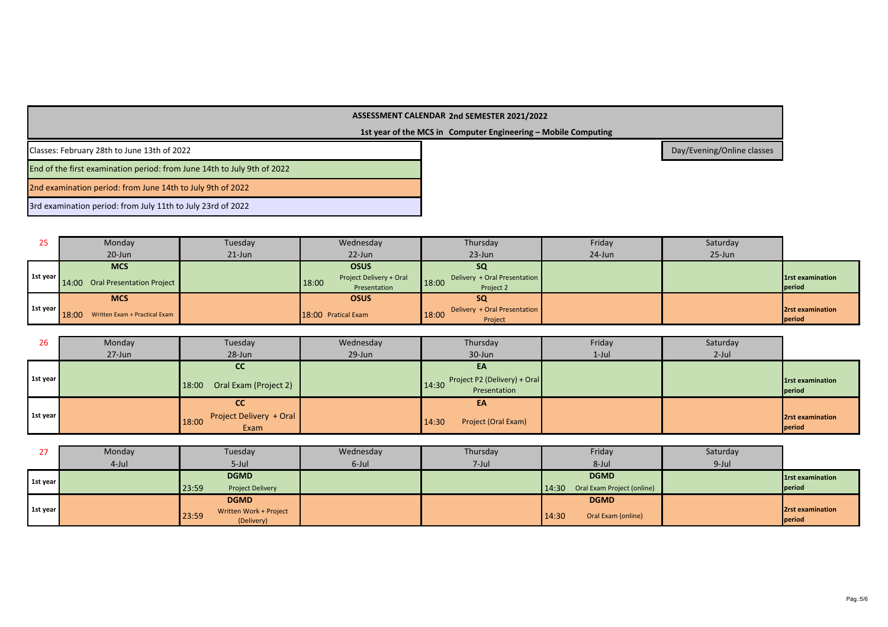**ASSESSMENT CALENDAR 2nd SEMESTER 2021/2022**

**1st year of the MCS in Computer Engineering – Mobile Computing**

Classes: February 28th to June 13th of 2022

Day/Evening/Online classes

End of the first examination period: from June 14th to July 9th of 2022

2nd examination period: from June 14th to July 9th of 2022

3rd examination period: from July 11th to July 23rd of 2022

| 25 | Monday 20-Jun | Tuesday 21-Jun | Wednesday 22-Jun | Thursday 23-Jun | Friday 24-Jun | Saturday 25-Jun | |
|---|---|---|---|---|---|---|---|
| 1st year | **MCS** 14:00 Oral Presentation Project | | **OSUS** 18:00 Project Delivery + Oral Presentation | **SQ** 18:00 Delivery + Oral Presentation Project 2 | | | **1rst examination period** |
| 1st year | **MCS** 18:00 Written Exam + Practical Exam | | **OSUS** 18:00 Pratical Exam | **SQ** 18:00 Delivery + Oral Presentation Project | | | **2rst examination period** |

| 26 | Monday 27-Jun | Tuesday 28-Jun | Wednesday 29-Jun | Thursday 30-Jun | Friday 1-Jul | Saturday 2-Jul | |
|---|---|---|---|---|---|---|---|
| 1st year | | **CC** 18:00 Oral Exam (Project 2) | | **EA** 14:30 Project P2 (Delivery) + Oral Presentation | | | **1rst examination period** |
| 1st year | | **CC** 18:00 Project Delivery + Oral Exam | | **EA** 14:30 Project (Oral Exam) | | | **2rst examination period** |

| 27 | Monday 4-Jul | Tuesday 5-Jul | Wednesday 6-Jul | Thursday 7-Jul | Friday 8-Jul | Saturday 9-Jul | |
|---|---|---|---|---|---|---|---|
| 1st year | | **DGMD** 23:59 Project Delivery | | | **DGMD** 14:30 Oral Exam Project (online) | | **1rst examination period** |
| 1st year | | **DGMD** 23:59 Written Work + Project (Delivery) | | | **DGMD** 14:30 Oral Exam (online) | | **2rst examination period** |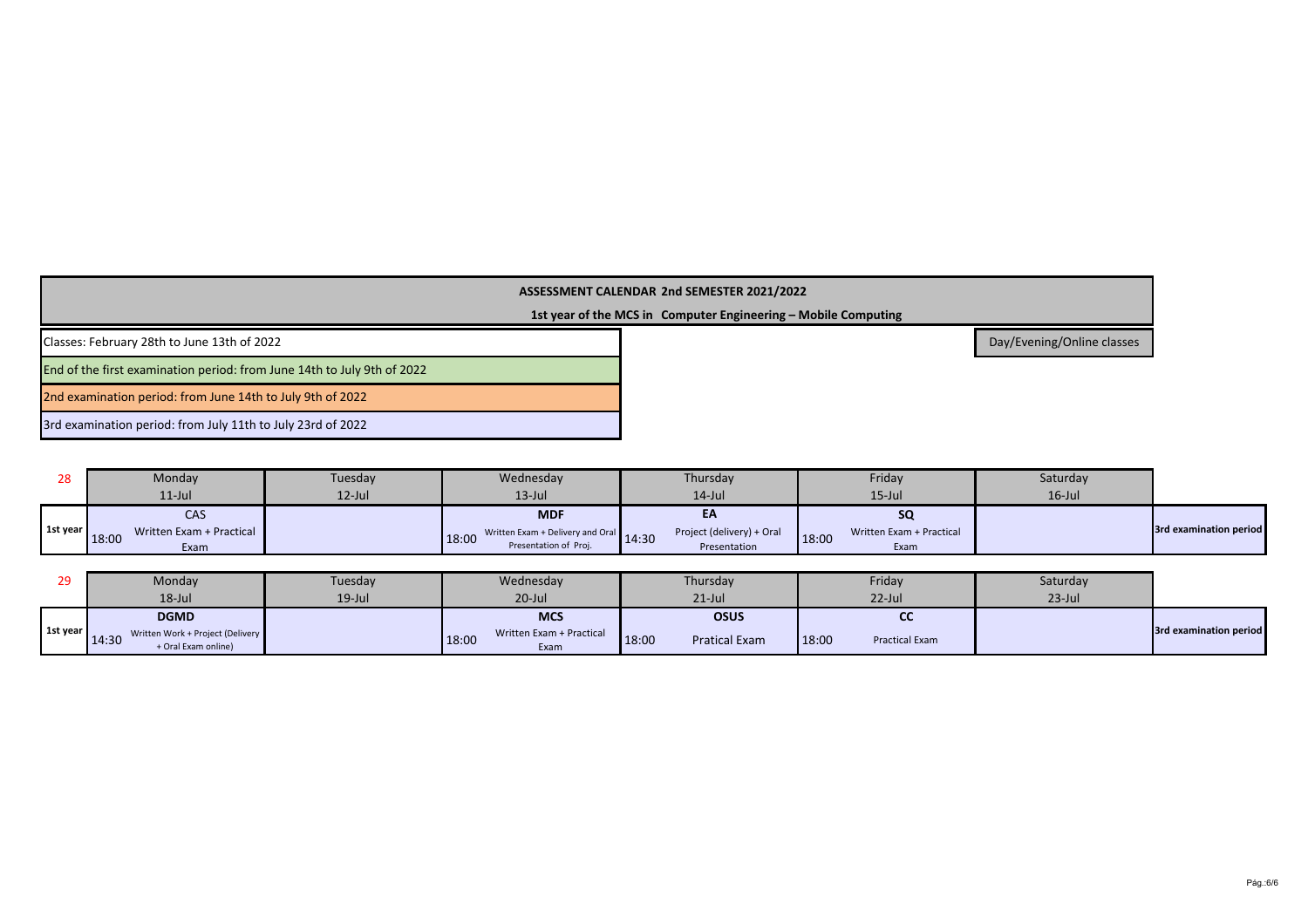**ASSESSMENT CALENDAR 2nd SEMESTER 2021/2022**

**1st year of the MCS in Computer Engineering – Mobile Computing**

Classes: February 28th to June 13th of 2022

End of the first examination period: from June 14th to July 9th of 2022

2nd examination period: from June 14th to July 9th of 2022

3rd examination period: from July 11th to July 23rd of 2022

Day/Evening/Online classes

| 28 | Monday 11-Jul | Tuesday 12-Jul | Wednesday 13-Jul | Thursday 14-Jul | Friday 15-Jul | Saturday 16-Jul | |
|---|---|---|---|---|---|---|---|
| 1st year | CAS 18:00 Written Exam + Practical Exam | | **MDF** 18:00 Written Exam + Delivery and Oral Presentation of Proj. | **EA** 14:30 Project (delivery) + Oral Presentation | **SQ** 18:00 Written Exam + Practical Exam | | **3rd examination period** |

| 29 | Monday 18-Jul | Tuesday 19-Jul | Wednesday 20-Jul | Thursday 21-Jul | Friday 22-Jul | Saturday 23-Jul | |
|---|---|---|---|---|---|---|---|
| 1st year | **DGMD** 14:30 Written Work + Project (Delivery + Oral Exam online) | | **MCS** 18:00 Written Exam + Practical Exam | **OSUS** 18:00 Pratical Exam | **CC** 18:00 Practical Exam | | **3rd examination period** |